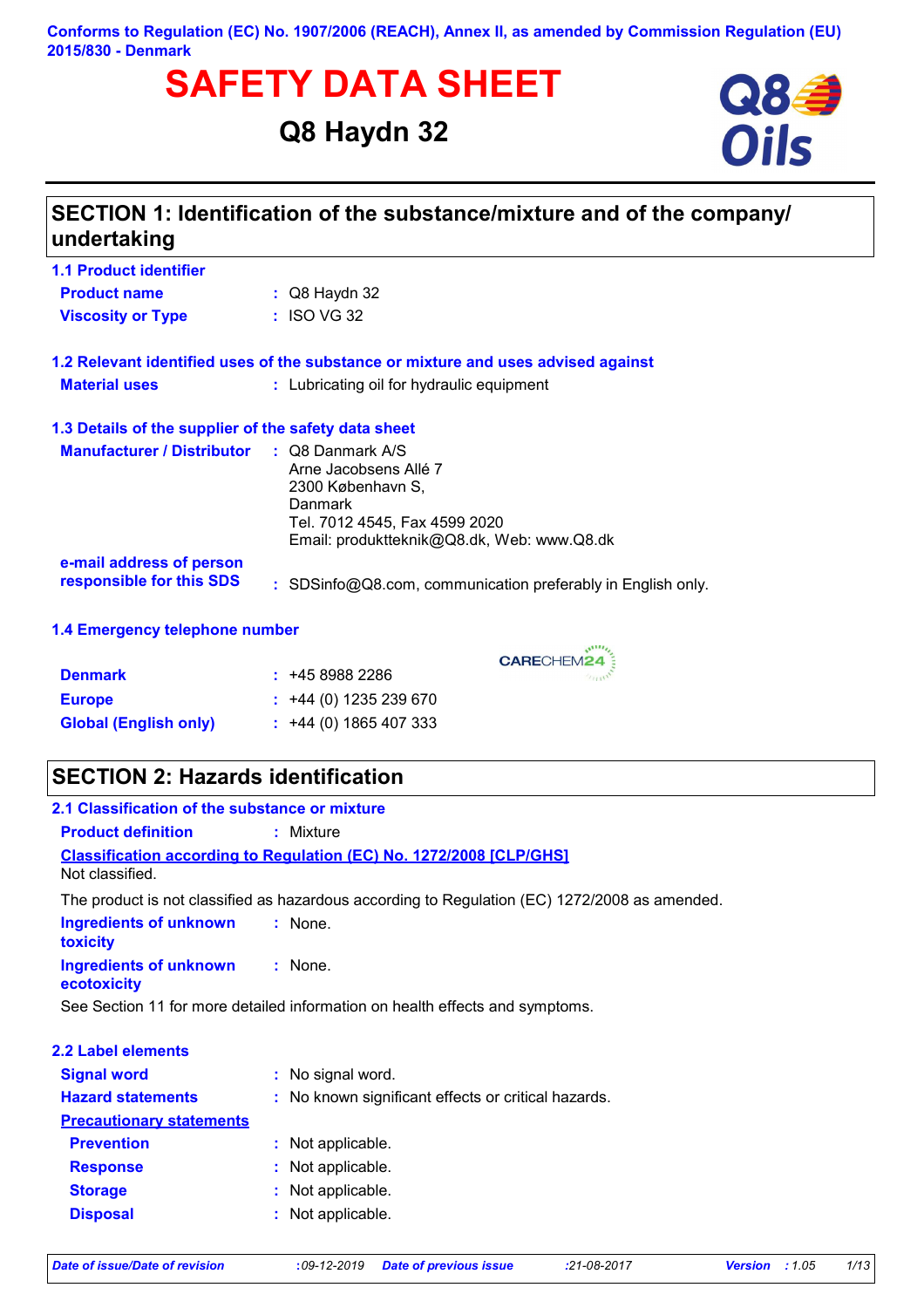**Conforms to Regulation (EC) No. 1907/2006 (REACH), Annex II, as amended by Commission Regulation (EU) 2015/830 - Denmark**

# SAFETY DATA SHEET

## Q8 Haydn 32

## SECTION 1: Identification of the substance/mixture and of the company/ undertaking

### 1.1 Product identifier

**Product name** : Q8 Haydn 32

**Viscosity or Type** : ISO VG 32

### 1.2 Relevant identified uses of the substance or mixture and uses advised against

**Material uses** : Lubricating oil for hydraulic equipment

### 1.3 Details of the supplier of the safety data sheet

**Manufacturer / Distributor** : Q8 Danmark A/S
Arne Jacobsens Allé 7
2300 København S,
Danmark
Tel. 7012 4545, Fax 4599 2020
Email: produktteknik@Q8.dk, Web: www.Q8.dk

**e-mail address of person responsible for this SDS** : SDSinfo@Q8.com, communication preferably in English only.

### 1.4 Emergency telephone number

CARECHEM24

**Denmark** : +45 8988 2286

**Europe** : +44 (0) 1235 239 670

**Global (English only)** : +44 (0) 1865 407 333

## SECTION 2: Hazards identification

### 2.1 Classification of the substance or mixture

**Product definition** : Mixture

**Classification according to Regulation (EC) No. 1272/2008 [CLP/GHS]**

Not classified.

The product is not classified as hazardous according to Regulation (EC) 1272/2008 as amended.

**Ingredients of unknown toxicity** : None.

**Ingredients of unknown ecotoxicity** : None.

See Section 11 for more detailed information on health effects and symptoms.

### 2.2 Label elements

**Signal word** : No signal word.

**Hazard statements** : No known significant effects or critical hazards.

**Precautionary statements**

**Prevention** : Not applicable.

**Response** : Not applicable.

**Storage** : Not applicable.

**Disposal** : Not applicable.

*Date of issue/Date of revision* :09-12-2019 *Date of previous issue* :21-08-2017 *Version* :1.05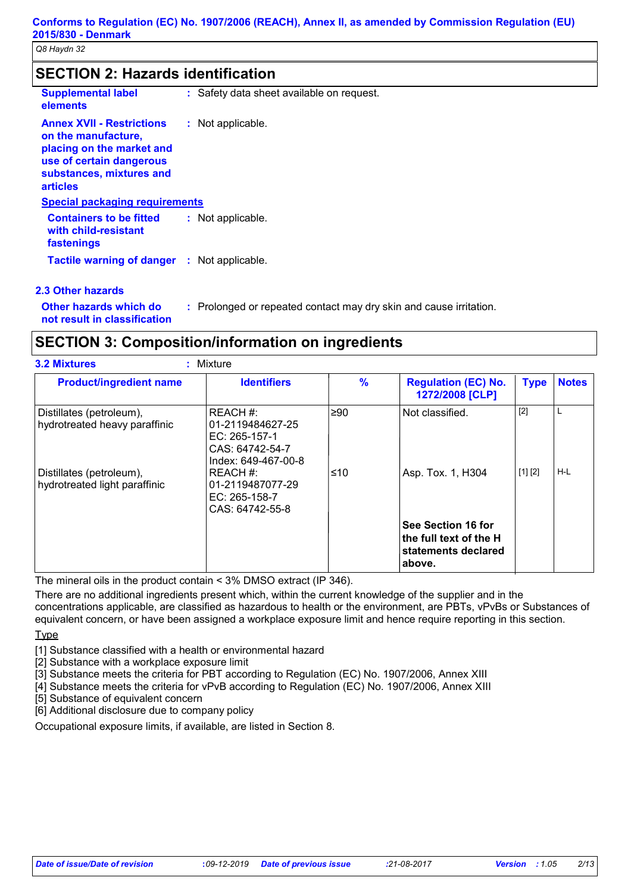## SECTION 2: Hazards identification

**Supplemental label elements** : Safety data sheet available on request.

**Annex XVII - Restrictions on the manufacture, placing on the market and use of certain dangerous substances, mixtures and articles** : Not applicable.

**Special packaging requirements**

**Containers to be fitted with child-resistant fastenings** : Not applicable.

**Tactile warning of danger** : Not applicable.

### 2.3 Other hazards

**Other hazards which do not result in classification** : Prolonged or repeated contact may dry skin and cause irritation.

## SECTION 3: Composition/information on ingredients

**3.2 Mixtures** : Mixture

| Product/ingredient name | Identifiers | % | Regulation (EC) No. 1272/2008 [CLP] | Type | Notes |
|---|---|---|---|---|---|
| Distillates (petroleum), hydrotreated heavy paraffinic | REACH #: 01-2119484627-25<br>EC: 265-157-1<br>CAS: 64742-54-7<br>Index: 649-467-00-8 | ≥90 | Not classified. | [2] | L |
| Distillates (petroleum), hydrotreated light paraffinic | REACH #: 01-2119487077-29<br>EC: 265-158-7<br>CAS: 64742-55-8 | ≤10 | Asp. Tox. 1, H304 | [1] [2] | H-L |
| | | | **See Section 16 for the full text of the H statements declared above.** | | |

The mineral oils in the product contain < 3% DMSO extract (IP 346).

There are no additional ingredients present which, within the current knowledge of the supplier and in the concentrations applicable, are classified as hazardous to health or the environment, are PBTs, vPvBs or Substances of equivalent concern, or have been assigned a workplace exposure limit and hence require reporting in this section.

Type

[1] Substance classified with a health or environmental hazard
[2] Substance with a workplace exposure limit
[3] Substance meets the criteria for PBT according to Regulation (EC) No. 1907/2006, Annex XIII
[4] Substance meets the criteria for vPvB according to Regulation (EC) No. 1907/2006, Annex XIII
[5] Substance of equivalent concern
[6] Additional disclosure due to company policy

Occupational exposure limits, if available, are listed in Section 8.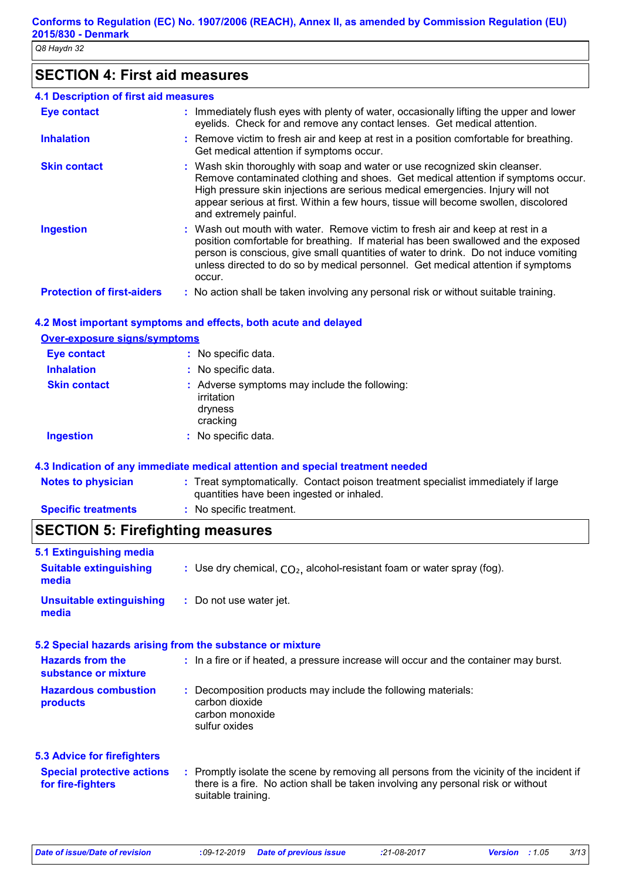## SECTION 4: First aid measures

### 4.1 Description of first aid measures

| | |
|---|---|
| **Eye contact** | : Immediately flush eyes with plenty of water, occasionally lifting the upper and lower eyelids. Check for and remove any contact lenses. Get medical attention. |
| **Inhalation** | : Remove victim to fresh air and keep at rest in a position comfortable for breathing. Get medical attention if symptoms occur. |
| **Skin contact** | : Wash skin thoroughly with soap and water or use recognized skin cleanser. Remove contaminated clothing and shoes. Get medical attention if symptoms occur. High pressure skin injections are serious medical emergencies. Injury will not appear serious at first. Within a few hours, tissue will become swollen, discolored and extremely painful. |
| **Ingestion** | : Wash out mouth with water. Remove victim to fresh air and keep at rest in a position comfortable for breathing. If material has been swallowed and the exposed person is conscious, give small quantities of water to drink. Do not induce vomiting unless directed to do so by medical personnel. Get medical attention if symptoms occur. |
| **Protection of first-aiders** | : No action shall be taken involving any personal risk or without suitable training. |

### 4.2 Most important symptoms and effects, both acute and delayed

**Over-exposure signs/symptoms**

| | |
|---|---|
| **Eye contact** | : No specific data. |
| **Inhalation** | : No specific data. |
| **Skin contact** | : Adverse symptoms may include the following:<br>irritation<br>dryness<br>cracking |
| **Ingestion** | : No specific data. |

### 4.3 Indication of any immediate medical attention and special treatment needed

| | |
|---|---|
| **Notes to physician** | : Treat symptomatically. Contact poison treatment specialist immediately if large quantities have been ingested or inhaled. |
| **Specific treatments** | : No specific treatment. |

## SECTION 5: Firefighting measures

### 5.1 Extinguishing media

| | |
|---|---|
| **Suitable extinguishing media** | : Use dry chemical, $CO_2$, alcohol-resistant foam or water spray (fog). |
| **Unsuitable extinguishing media** | : Do not use water jet. |

### 5.2 Special hazards arising from the substance or mixture

| | |
|---|---|
| **Hazards from the substance or mixture** | : In a fire or if heated, a pressure increase will occur and the container may burst. |
| **Hazardous combustion products** | : Decomposition products may include the following materials:<br>carbon dioxide<br>carbon monoxide<br>sulfur oxides |

### 5.3 Advice for firefighters

| | |
|---|---|
| **Special protective actions for fire-fighters** | : Promptly isolate the scene by removing all persons from the vicinity of the incident if there is a fire. No action shall be taken involving any personal risk or without suitable training. |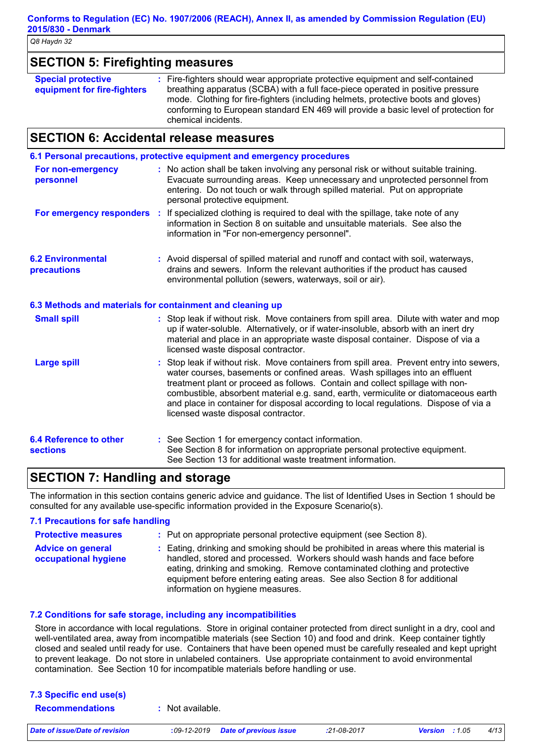## SECTION 5: Firefighting measures

**Special protective equipment for fire-fighters** : Fire-fighters should wear appropriate protective equipment and self-contained breathing apparatus (SCBA) with a full face-piece operated in positive pressure mode. Clothing for fire-fighters (including helmets, protective boots and gloves) conforming to European standard EN 469 will provide a basic level of protection for chemical incidents.

## SECTION 6: Accidental release measures

### 6.1 Personal precautions, protective equipment and emergency procedures

**For non-emergency personnel** : No action shall be taken involving any personal risk or without suitable training. Evacuate surrounding areas. Keep unnecessary and unprotected personnel from entering. Do not touch or walk through spilled material. Put on appropriate personal protective equipment.

**For emergency responders** : If specialized clothing is required to deal with the spillage, take note of any information in Section 8 on suitable and unsuitable materials. See also the information in "For non-emergency personnel".

**6.2 Environmental precautions** : Avoid dispersal of spilled material and runoff and contact with soil, waterways, drains and sewers. Inform the relevant authorities if the product has caused environmental pollution (sewers, waterways, soil or air).

### 6.3 Methods and materials for containment and cleaning up

**Small spill** : Stop leak if without risk. Move containers from spill area. Dilute with water and mop up if water-soluble. Alternatively, or if water-insoluble, absorb with an inert dry material and place in an appropriate waste disposal container. Dispose of via a licensed waste disposal contractor.

**Large spill** : Stop leak if without risk. Move containers from spill area. Prevent entry into sewers, water courses, basements or confined areas. Wash spillages into an effluent treatment plant or proceed as follows. Contain and collect spillage with non-combustible, absorbent material e.g. sand, earth, vermiculite or diatomaceous earth and place in container for disposal according to local regulations. Dispose of via a licensed waste disposal contractor.

**6.4 Reference to other sections** : See Section 1 for emergency contact information.
See Section 8 for information on appropriate personal protective equipment.
See Section 13 for additional waste treatment information.

## SECTION 7: Handling and storage

The information in this section contains generic advice and guidance. The list of Identified Uses in Section 1 should be consulted for any available use-specific information provided in the Exposure Scenario(s).

### 7.1 Precautions for safe handling

**Protective measures** : Put on appropriate personal protective equipment (see Section 8).

**Advice on general occupational hygiene** : Eating, drinking and smoking should be prohibited in areas where this material is handled, stored and processed. Workers should wash hands and face before eating, drinking and smoking. Remove contaminated clothing and protective equipment before entering eating areas. See also Section 8 for additional information on hygiene measures.

### 7.2 Conditions for safe storage, including any incompatibilities

Store in accordance with local regulations. Store in original container protected from direct sunlight in a dry, cool and well-ventilated area, away from incompatible materials (see Section 10) and food and drink. Keep container tightly closed and sealed until ready for use. Containers that have been opened must be carefully resealed and kept upright to prevent leakage. Do not store in unlabeled containers. Use appropriate containment to avoid environmental contamination. See Section 10 for incompatible materials before handling or use.

### 7.3 Specific end use(s)

**Recommendations** : Not available.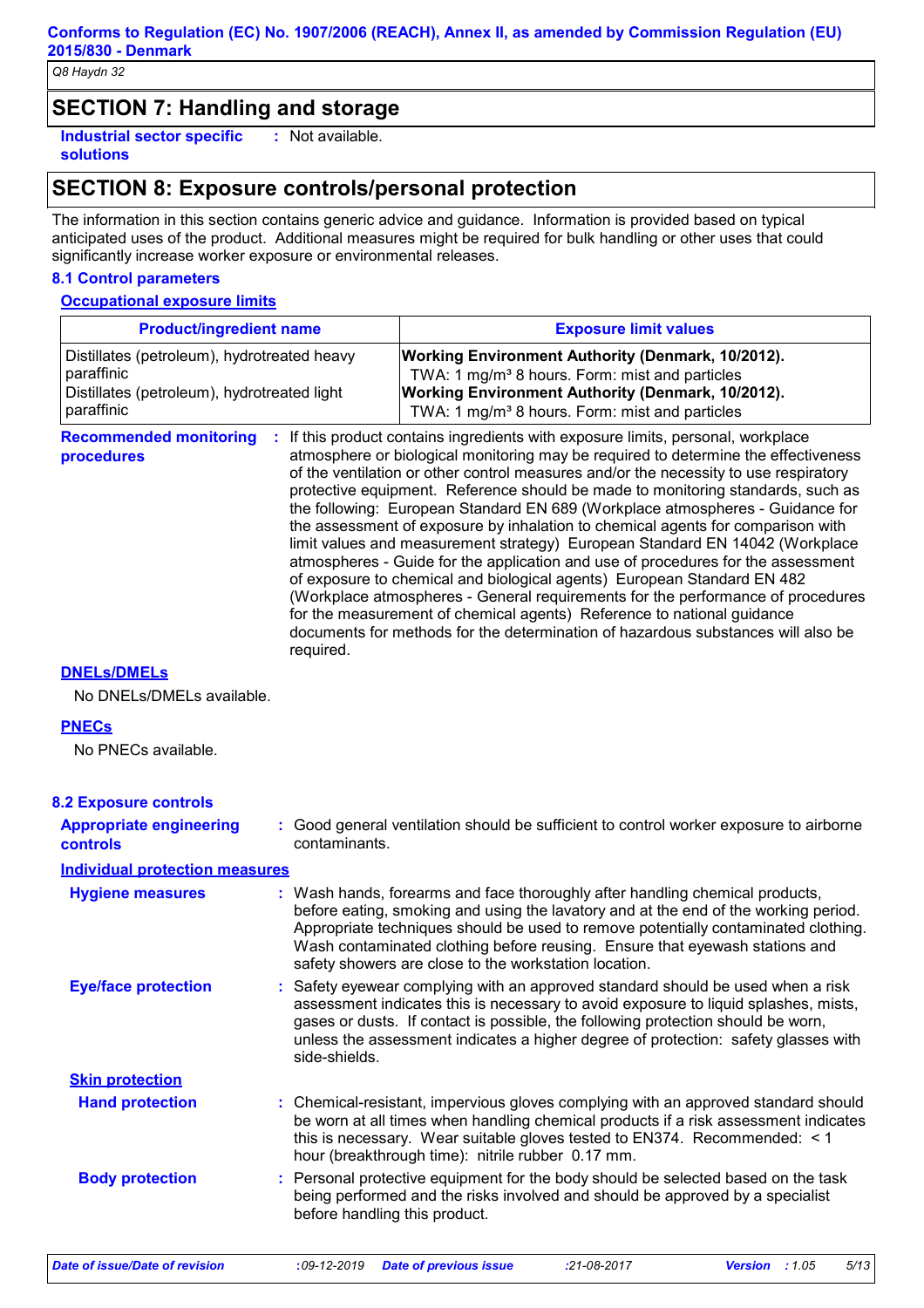## SECTION 7: Handling and storage

**Industrial sector specific solutions** : Not available.

## SECTION 8: Exposure controls/personal protection

The information in this section contains generic advice and guidance. Information is provided based on typical anticipated uses of the product. Additional measures might be required for bulk handling or other uses that could significantly increase worker exposure or environmental releases.

### 8.1 Control parameters

**Occupational exposure limits**

| Product/ingredient name | Exposure limit values |
|---|---|
| Distillates (petroleum), hydrotreated heavy paraffinic | **Working Environment Authority (Denmark, 10/2012).** TWA: 1 mg/m³ 8 hours. Form: mist and particles |
| Distillates (petroleum), hydrotreated light paraffinic | **Working Environment Authority (Denmark, 10/2012).** TWA: 1 mg/m³ 8 hours. Form: mist and particles |

**Recommended monitoring procedures** : If this product contains ingredients with exposure limits, personal, workplace atmosphere or biological monitoring may be required to determine the effectiveness of the ventilation or other control measures and/or the necessity to use respiratory protective equipment. Reference should be made to monitoring standards, such as the following: European Standard EN 689 (Workplace atmospheres - Guidance for the assessment of exposure by inhalation to chemical agents for comparison with limit values and measurement strategy) European Standard EN 14042 (Workplace atmospheres - Guide for the application and use of procedures for the assessment of exposure to chemical and biological agents) European Standard EN 482 (Workplace atmospheres - General requirements for the performance of procedures for the measurement of chemical agents) Reference to national guidance documents for methods for the determination of hazardous substances will also be required.

**DNELs/DMELs**

No DNELs/DMELs available.

**PNECs**

No PNECs available.

### 8.2 Exposure controls

**Appropriate engineering controls** : Good general ventilation should be sufficient to control worker exposure to airborne contaminants.

**Individual protection measures**

**Hygiene measures** : Wash hands, forearms and face thoroughly after handling chemical products, before eating, smoking and using the lavatory and at the end of the working period. Appropriate techniques should be used to remove potentially contaminated clothing. Wash contaminated clothing before reusing. Ensure that eyewash stations and safety showers are close to the workstation location.

**Eye/face protection** : Safety eyewear complying with an approved standard should be used when a risk assessment indicates this is necessary to avoid exposure to liquid splashes, mists, gases or dusts. If contact is possible, the following protection should be worn, unless the assessment indicates a higher degree of protection: safety glasses with side-shields.

**Skin protection**

**Hand protection** : Chemical-resistant, impervious gloves complying with an approved standard should be worn at all times when handling chemical products if a risk assessment indicates this is necessary. Wear suitable gloves tested to EN374. Recommended: < 1 hour (breakthrough time): nitrile rubber 0.17 mm.

**Body protection** : Personal protective equipment for the body should be selected based on the task being performed and the risks involved and should be approved by a specialist before handling this product.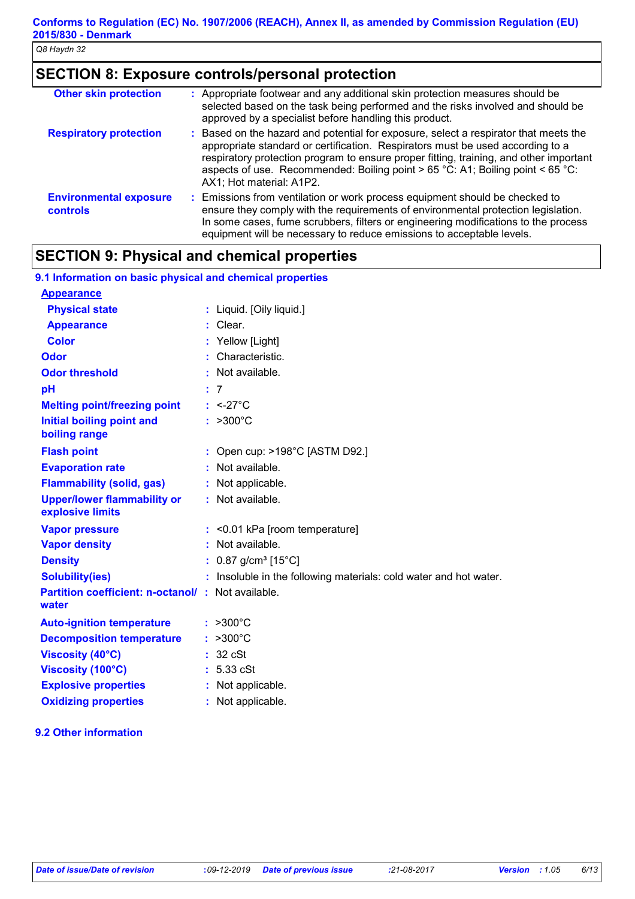## SECTION 8: Exposure controls/personal protection

| | |
|---|---|
| **Other skin protection** | : Appropriate footwear and any additional skin protection measures should be selected based on the task being performed and the risks involved and should be approved by a specialist before handling this product. |
| **Respiratory protection** | : Based on the hazard and potential for exposure, select a respirator that meets the appropriate standard or certification. Respirators must be used according to a respiratory protection program to ensure proper fitting, training, and other important aspects of use. Recommended: Boiling point > 65 °C: A1; Boiling point < 65 °C: AX1; Hot material: A1P2. |
| **Environmental exposure controls** | : Emissions from ventilation or work process equipment should be checked to ensure they comply with the requirements of environmental protection legislation. In some cases, fume scrubbers, filters or engineering modifications to the process equipment will be necessary to reduce emissions to acceptable levels. |

## SECTION 9: Physical and chemical properties

### 9.1 Information on basic physical and chemical properties

**Appearance**

| | |
|---|---|
| **Physical state** | : Liquid. [Oily liquid.] |
| **Appearance** | : Clear. |
| **Color** | : Yellow [Light] |
| **Odor** | : Characteristic. |
| **Odor threshold** | : Not available. |
| **pH** | : 7 |
| **Melting point/freezing point** | : <-27°C |
| **Initial boiling point and boiling range** | : >300°C |
| **Flash point** | : Open cup: >198°C [ASTM D92.] |
| **Evaporation rate** | : Not available. |
| **Flammability (solid, gas)** | : Not applicable. |
| **Upper/lower flammability or explosive limits** | : Not available. |
| **Vapor pressure** | : <0.01 kPa [room temperature] |
| **Vapor density** | : Not available. |
| **Density** | : 0.87 g/cm³ [15°C] |
| **Solubility(ies)** | : Insoluble in the following materials: cold water and hot water. |
| **Partition coefficient: n-octanol/ water** | : Not available. |
| **Auto-ignition temperature** | : >300°C |
| **Decomposition temperature** | : >300°C |
| **Viscosity (40°C)** | : 32 cSt |
| **Viscosity (100°C)** | : 5.33 cSt |
| **Explosive properties** | : Not applicable. |
| **Oxidizing properties** | : Not applicable. |

### 9.2 Other information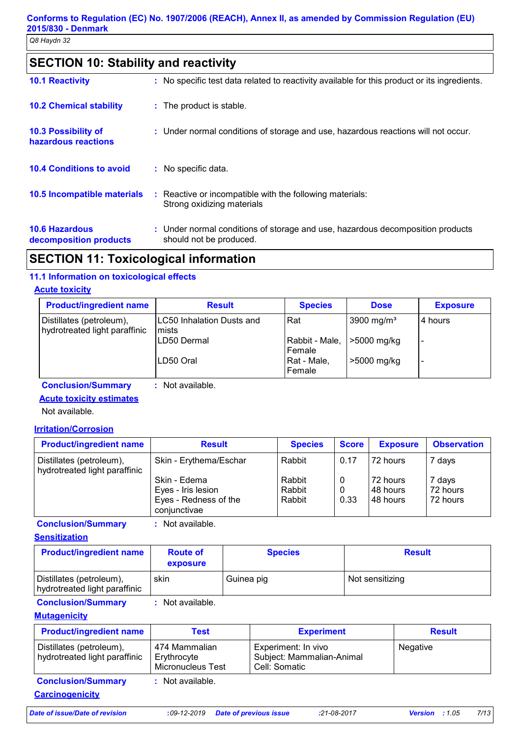## SECTION 10: Stability and reactivity

**10.1 Reactivity** : No specific test data related to reactivity available for this product or its ingredients.

**10.2 Chemical stability** : The product is stable.

**10.3 Possibility of hazardous reactions** : Under normal conditions of storage and use, hazardous reactions will not occur.

**10.4 Conditions to avoid** : No specific data.

**10.5 Incompatible materials** : Reactive or incompatible with the following materials:
Strong oxidizing materials

**10.6 Hazardous decomposition products** : Under normal conditions of storage and use, hazardous decomposition products should not be produced.

## SECTION 11: Toxicological information

### 11.1 Information on toxicological effects

**Acute toxicity**

| Product/ingredient name | Result | Species | Dose | Exposure |
|---|---|---|---|---|
| Distillates (petroleum), hydrotreated light paraffinic | LC50 Inhalation Dusts and mists | Rat | 3900 mg/m³ | 4 hours |
| | LD50 Dermal | Rabbit - Male, Female | >5000 mg/kg | - |
| | LD50 Oral | Rat - Male, Female | >5000 mg/kg | - |

**Conclusion/Summary** : Not available.

**Acute toxicity estimates**

Not available.

**Irritation/Corrosion**

| Product/ingredient name | Result | Species | Score | Exposure | Observation |
|---|---|---|---|---|---|
| Distillates (petroleum), hydrotreated light paraffinic | Skin - Erythema/Eschar | Rabbit | 0.17 | 72 hours | 7 days |
| | Skin - Edema | Rabbit | 0 | 72 hours | 7 days |
| | Eyes - Iris lesion | Rabbit | 0 | 48 hours | 72 hours |
| | Eyes - Redness of the conjunctivae | Rabbit | 0.33 | 48 hours | 72 hours |

**Conclusion/Summary** : Not available.

**Sensitization**

| Product/ingredient name | Route of exposure | Species | Result |
|---|---|---|---|
| Distillates (petroleum), hydrotreated light paraffinic | skin | Guinea pig | Not sensitizing |

**Conclusion/Summary** : Not available.

**Mutagenicity**

| Product/ingredient name | Test | Experiment | Result |
|---|---|---|---|
| Distillates (petroleum), hydrotreated light paraffinic | 474 Mammalian Erythrocyte Micronucleus Test | Experiment: In vivo<br>Subject: Mammalian-Animal<br>Cell: Somatic | Negative |

**Conclusion/Summary** : Not available.

**Carcinogenicity**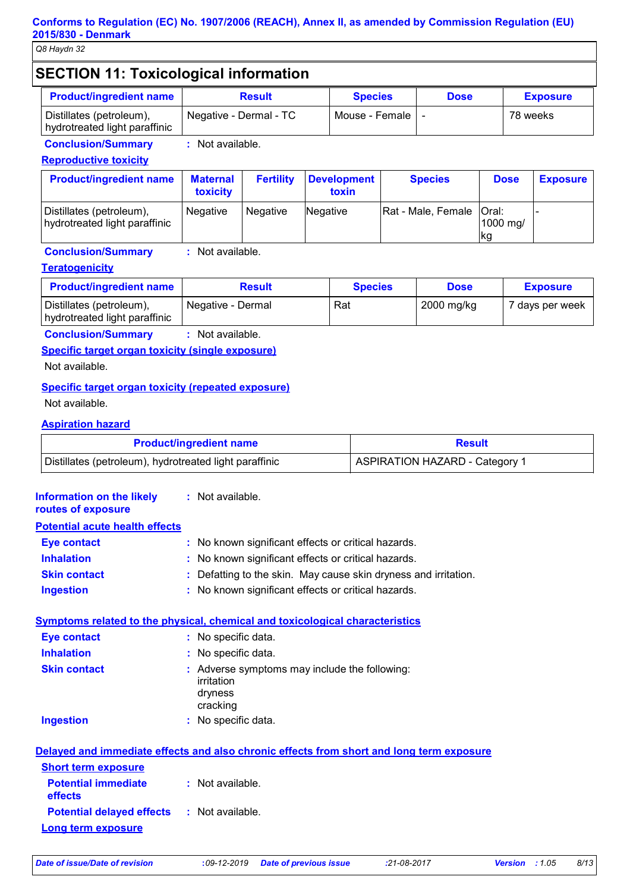## SECTION 11: Toxicological information

| Product/ingredient name | Result | Species | Dose | Exposure |
|---|---|---|---|---|
| Distillates (petroleum), hydrotreated light paraffinic | Negative - Dermal - TC | Mouse - Female | - | 78 weeks |

**Conclusion/Summary** : Not available.

**Reproductive toxicity**

| Product/ingredient name | Maternal toxicity | Fertility | Development toxin | Species | Dose | Exposure |
|---|---|---|---|---|---|---|
| Distillates (petroleum), hydrotreated light paraffinic | Negative | Negative | Negative | Rat - Male, Female | Oral: 1000 mg/kg | - |

**Conclusion/Summary** : Not available.

**Teratogenicity**

| Product/ingredient name | Result | Species | Dose | Exposure |
|---|---|---|---|---|
| Distillates (petroleum), hydrotreated light paraffinic | Negative - Dermal | Rat | 2000 mg/kg | 7 days per week |

**Conclusion/Summary** : Not available.

**Specific target organ toxicity (single exposure)**

Not available.

**Specific target organ toxicity (repeated exposure)**

Not available.

**Aspiration hazard**

| Product/ingredient name | Result |
|---|---|
| Distillates (petroleum), hydrotreated light paraffinic | ASPIRATION HAZARD - Category 1 |

**Information on the likely routes of exposure** : Not available.

**Potential acute health effects**

**Eye contact** : No known significant effects or critical hazards.

**Inhalation** : No known significant effects or critical hazards.

**Skin contact** : Defatting to the skin. May cause skin dryness and irritation.

**Ingestion** : No known significant effects or critical hazards.

**Symptoms related to the physical, chemical and toxicological characteristics**

**Eye contact** : No specific data.

**Inhalation** : No specific data.

**Skin contact** : Adverse symptoms may include the following:
irritation
dryness
cracking

**Ingestion** : No specific data.

**Delayed and immediate effects and also chronic effects from short and long term exposure**

**Short term exposure**

**Potential immediate effects** : Not available.

**Potential delayed effects** : Not available.

**Long term exposure**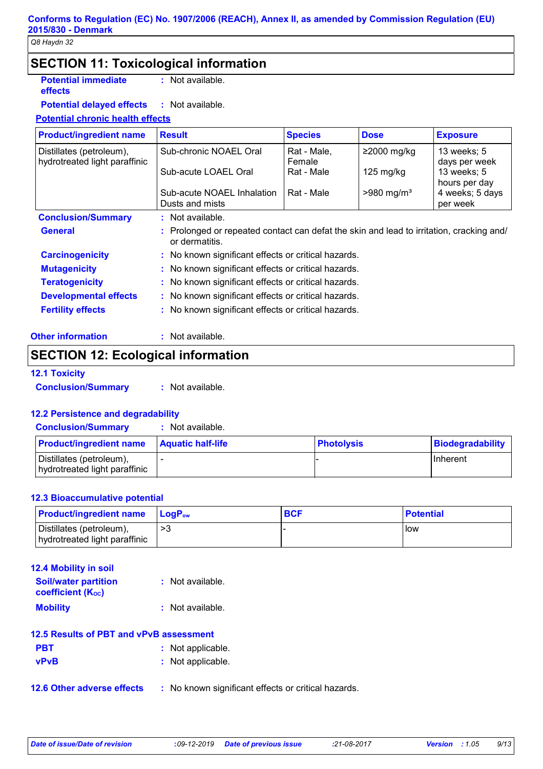## SECTION 11: Toxicological information

**Potential immediate effects** : Not available.

**Potential delayed effects** : Not available.

**Potential chronic health effects**

| Product/ingredient name | Result | Species | Dose | Exposure |
|---|---|---|---|---|
| Distillates (petroleum), hydrotreated light paraffinic | Sub-chronic NOAEL Oral | Rat - Male, Female | ≥2000 mg/kg | 13 weeks; 5 days per week |
| | Sub-acute LOAEL Oral | Rat - Male | 125 mg/kg | 13 weeks; 5 hours per day |
| | Sub-acute NOAEL Inhalation Dusts and mists | Rat - Male | >980 mg/m³ | 4 weeks; 5 days per week |

**Conclusion/Summary** : Not available.

**General** : Prolonged or repeated contact can defat the skin and lead to irritation, cracking and/ or dermatitis.

**Carcinogenicity** : No known significant effects or critical hazards.

**Mutagenicity** : No known significant effects or critical hazards.

**Teratogenicity** : No known significant effects or critical hazards.

**Developmental effects** : No known significant effects or critical hazards.

**Fertility effects** : No known significant effects or critical hazards.

**Other information** : Not available.

## SECTION 12: Ecological information

### 12.1 Toxicity

**Conclusion/Summary** : Not available.

### 12.2 Persistence and degradability

**Conclusion/Summary** : Not available.

| Product/ingredient name | Aquatic half-life | Photolysis | Biodegradability |
|---|---|---|---|
| Distillates (petroleum), hydrotreated light paraffinic | - | - | Inherent |

### 12.3 Bioaccumulative potential

| Product/ingredient name | $LogP_{ow}$ | BCF | Potential |
|---|---|---|---|
| Distillates (petroleum), hydrotreated light paraffinic | >3 | - | low |

### 12.4 Mobility in soil

**Soil/water partition coefficient ($K_{OC}$)** : Not available.

**Mobility** : Not available.

### 12.5 Results of PBT and vPvB assessment

**PBT** : Not applicable.

**vPvB** : Not applicable.

**12.6 Other adverse effects** : No known significant effects or critical hazards.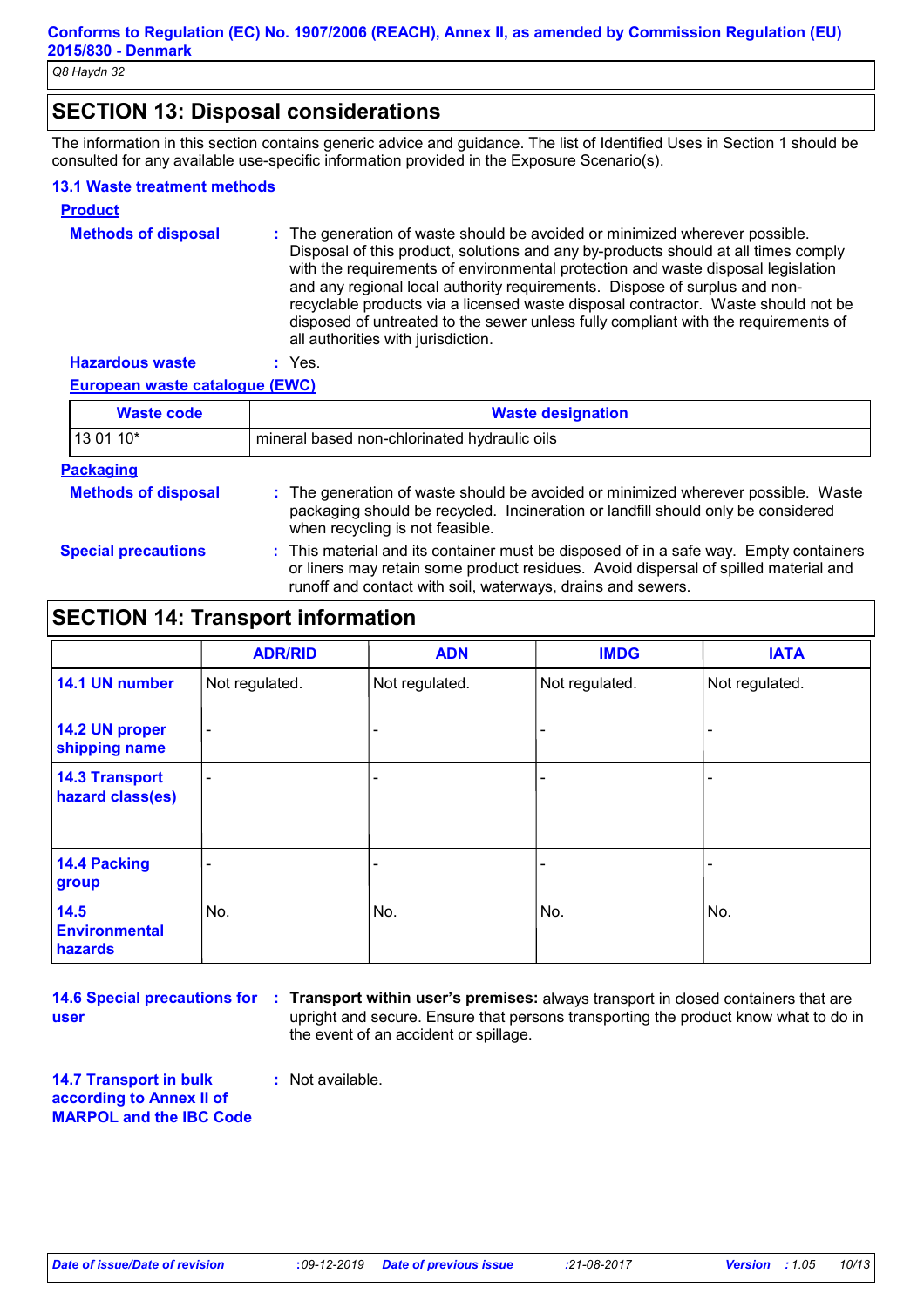## SECTION 13: Disposal considerations

The information in this section contains generic advice and guidance. The list of Identified Uses in Section 1 should be consulted for any available use-specific information provided in the Exposure Scenario(s).

### 13.1 Waste treatment methods

**Product**

**Methods of disposal** : The generation of waste should be avoided or minimized wherever possible. Disposal of this product, solutions and any by-products should at all times comply with the requirements of environmental protection and waste disposal legislation and any regional local authority requirements. Dispose of surplus and non-recyclable products via a licensed waste disposal contractor. Waste should not be disposed of untreated to the sewer unless fully compliant with the requirements of all authorities with jurisdiction.

**Hazardous waste** : Yes.

**European waste catalogue (EWC)**

| Waste code | Waste designation |
|---|---|
| 13 01 10* | mineral based non-chlorinated hydraulic oils |

**Packaging**

**Methods of disposal** : The generation of waste should be avoided or minimized wherever possible. Waste packaging should be recycled. Incineration or landfill should only be considered when recycling is not feasible.

**Special precautions** : This material and its container must be disposed of in a safe way. Empty containers or liners may retain some product residues. Avoid dispersal of spilled material and runoff and contact with soil, waterways, drains and sewers.

## SECTION 14: Transport information

| | ADR/RID | ADN | IMDG | IATA |
|---|---|---|---|---|
| 14.1 UN number | Not regulated. | Not regulated. | Not regulated. | Not regulated. |
| 14.2 UN proper shipping name | - | - | - | - |
| 14.3 Transport hazard class(es) | - | - | - | - |
| 14.4 Packing group | - | - | - | - |
| 14.5 Environmental hazards | No. | No. | No. | No. |

**14.6 Special precautions for user** : **Transport within user's premises:** always transport in closed containers that are upright and secure. Ensure that persons transporting the product know what to do in the event of an accident or spillage.

**14.7 Transport in bulk according to Annex II of MARPOL and the IBC Code** : Not available.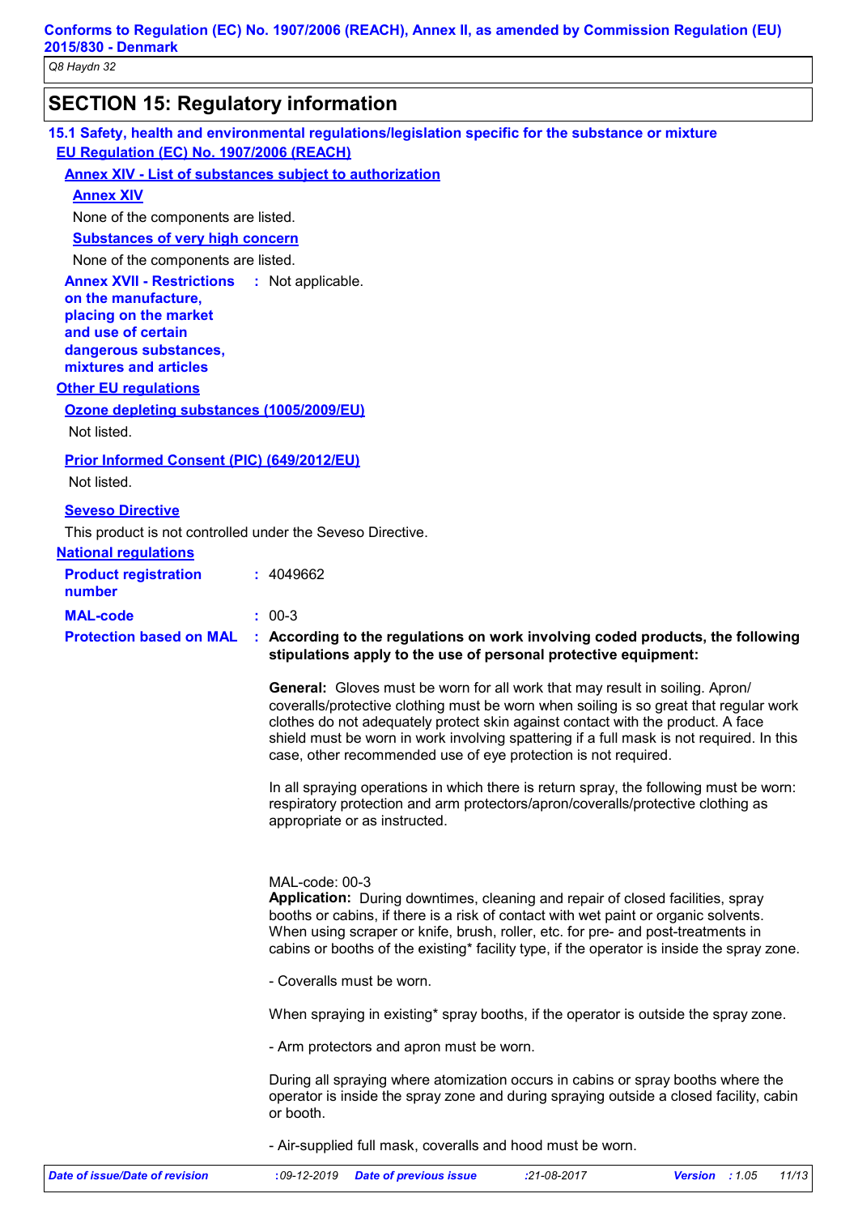## SECTION 15: Regulatory information

### 15.1 Safety, health and environmental regulations/legislation specific for the substance or mixture

**EU Regulation (EC) No. 1907/2006 (REACH)**

**Annex XIV - List of substances subject to authorization**

**Annex XIV**

None of the components are listed.

**Substances of very high concern**

None of the components are listed.

**Annex XVII - Restrictions on the manufacture, placing on the market and use of certain dangerous substances, mixtures and articles** : Not applicable.

**Other EU regulations**

**Ozone depleting substances (1005/2009/EU)**

Not listed.

**Prior Informed Consent (PIC) (649/2012/EU)**

Not listed.

**Seveso Directive**

This product is not controlled under the Seveso Directive.

**National regulations**

**Product registration number** : 4049662

**MAL-code** : 00-3

**Protection based on MAL** : **According to the regulations on work involving coded products, the following stipulations apply to the use of personal protective equipment:**

**General:** Gloves must be worn for all work that may result in soiling. Apron/coveralls/protective clothing must be worn when soiling is so great that regular work clothes do not adequately protect skin against contact with the product. A face shield must be worn in work involving spattering if a full mask is not required. In this case, other recommended use of eye protection is not required.

In all spraying operations in which there is return spray, the following must be worn: respiratory protection and arm protectors/apron/coveralls/protective clothing as appropriate or as instructed.

MAL-code: 00-3
**Application:** During downtimes, cleaning and repair of closed facilities, spray booths or cabins, if there is a risk of contact with wet paint or organic solvents. When using scraper or knife, brush, roller, etc. for pre- and post-treatments in cabins or booths of the existing* facility type, if the operator is inside the spray zone.

- Coveralls must be worn.

When spraying in existing* spray booths, if the operator is outside the spray zone.

- Arm protectors and apron must be worn.

During all spraying where atomization occurs in cabins or spray booths where the operator is inside the spray zone and during spraying outside a closed facility, cabin or booth.

- Air-supplied full mask, coveralls and hood must be worn.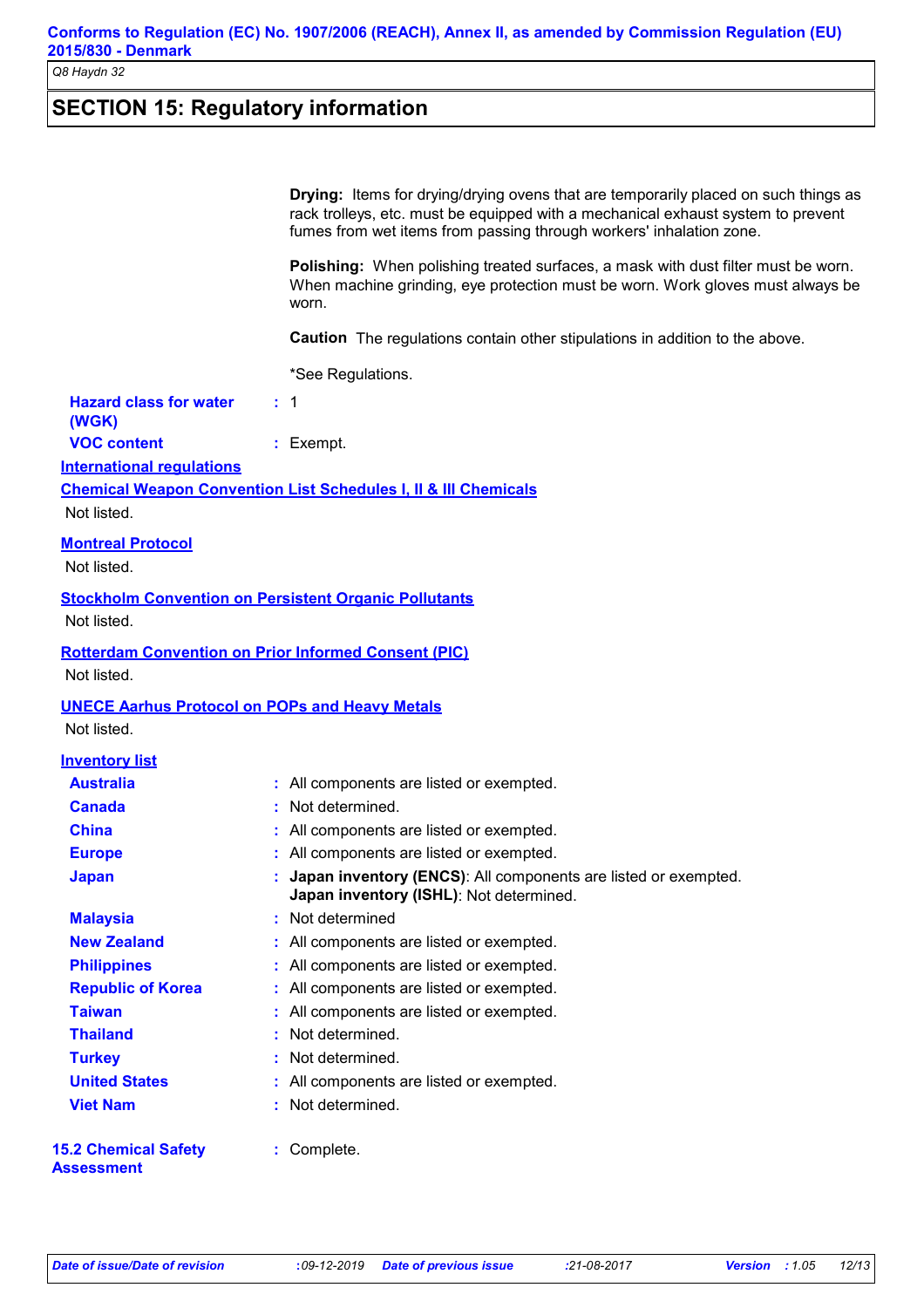## SECTION 15: Regulatory information

**Drying:** Items for drying/drying ovens that are temporarily placed on such things as rack trolleys, etc. must be equipped with a mechanical exhaust system to prevent fumes from wet items from passing through workers' inhalation zone.

**Polishing:** When polishing treated surfaces, a mask with dust filter must be worn. When machine grinding, eye protection must be worn. Work gloves must always be worn.

**Caution** The regulations contain other stipulations in addition to the above.

*See Regulations.

**Hazard class for water (WGK)** : 1

**VOC content** : Exempt.

**International regulations**

**Chemical Weapon Convention List Schedules I, II & III Chemicals**

Not listed.

**Montreal Protocol**

Not listed.

**Stockholm Convention on Persistent Organic Pollutants**

Not listed.

**Rotterdam Convention on Prior Informed Consent (PIC)**

Not listed.

**UNECE Aarhus Protocol on POPs and Heavy Metals**

Not listed.

**Inventory list**

| | |
|---|---|
| **Australia** | : All components are listed or exempted. |
| **Canada** | : Not determined. |
| **China** | : All components are listed or exempted. |
| **Europe** | : All components are listed or exempted. |
| **Japan** | : **Japan inventory (ENCS)**: All components are listed or exempted. **Japan inventory (ISHL)**: Not determined. |
| **Malaysia** | : Not determined |
| **New Zealand** | : All components are listed or exempted. |
| **Philippines** | : All components are listed or exempted. |
| **Republic of Korea** | : All components are listed or exempted. |
| **Taiwan** | : All components are listed or exempted. |
| **Thailand** | : Not determined. |
| **Turkey** | : Not determined. |
| **United States** | : All components are listed or exempted. |
| **Viet Nam** | : Not determined. |

**15.2 Chemical Safety Assessment** : Complete.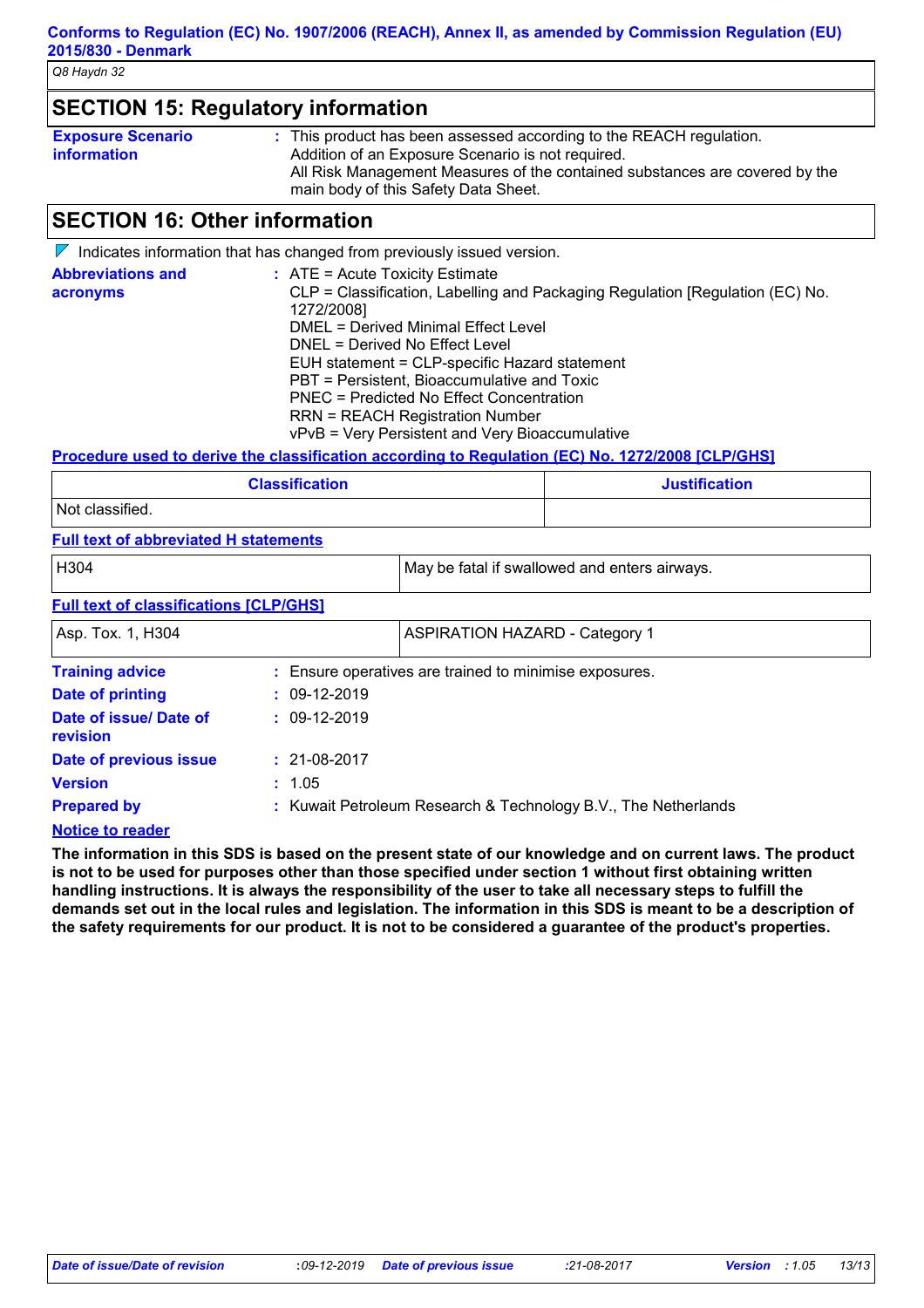## SECTION 15: Regulatory information

**Exposure Scenario information** : This product has been assessed according to the REACH regulation. Addition of an Exposure Scenario is not required. All Risk Management Measures of the contained substances are covered by the main body of this Safety Data Sheet.

## SECTION 16: Other information

Indicates information that has changed from previously issued version.

**Abbreviations and acronyms** : ATE = Acute Toxicity Estimate
CLP = Classification, Labelling and Packaging Regulation [Regulation (EC) No. 1272/2008]
DMEL = Derived Minimal Effect Level
DNEL = Derived No Effect Level
EUH statement = CLP-specific Hazard statement
PBT = Persistent, Bioaccumulative and Toxic
PNEC = Predicted No Effect Concentration
RRN = REACH Registration Number
vPvB = Very Persistent and Very Bioaccumulative

**Procedure used to derive the classification according to Regulation (EC) No. 1272/2008 [CLP/GHS]**

| Classification | Justification |
|---|---|
| Not classified. | |

**Full text of abbreviated H statements**

| | |
|---|---|
| H304 | May be fatal if swallowed and enters airways. |

**Full text of classifications [CLP/GHS]**

| | |
|---|---|
| Asp. Tox. 1, H304 | ASPIRATION HAZARD - Category 1 |

**Training advice** : Ensure operatives are trained to minimise exposures.

**Date of printing** : 09-12-2019

**Date of issue/ Date of revision** : 09-12-2019

**Date of previous issue** : 21-08-2017

**Version** : 1.05

**Prepared by** : Kuwait Petroleum Research & Technology B.V., The Netherlands

**Notice to reader**

**The information in this SDS is based on the present state of our knowledge and on current laws. The product is not to be used for purposes other than those specified under section 1 without first obtaining written handling instructions. It is always the responsibility of the user to take all necessary steps to fulfill the demands set out in the local rules and legislation. The information in this SDS is meant to be a description of the safety requirements for our product. It is not to be considered a guarantee of the product's properties.**